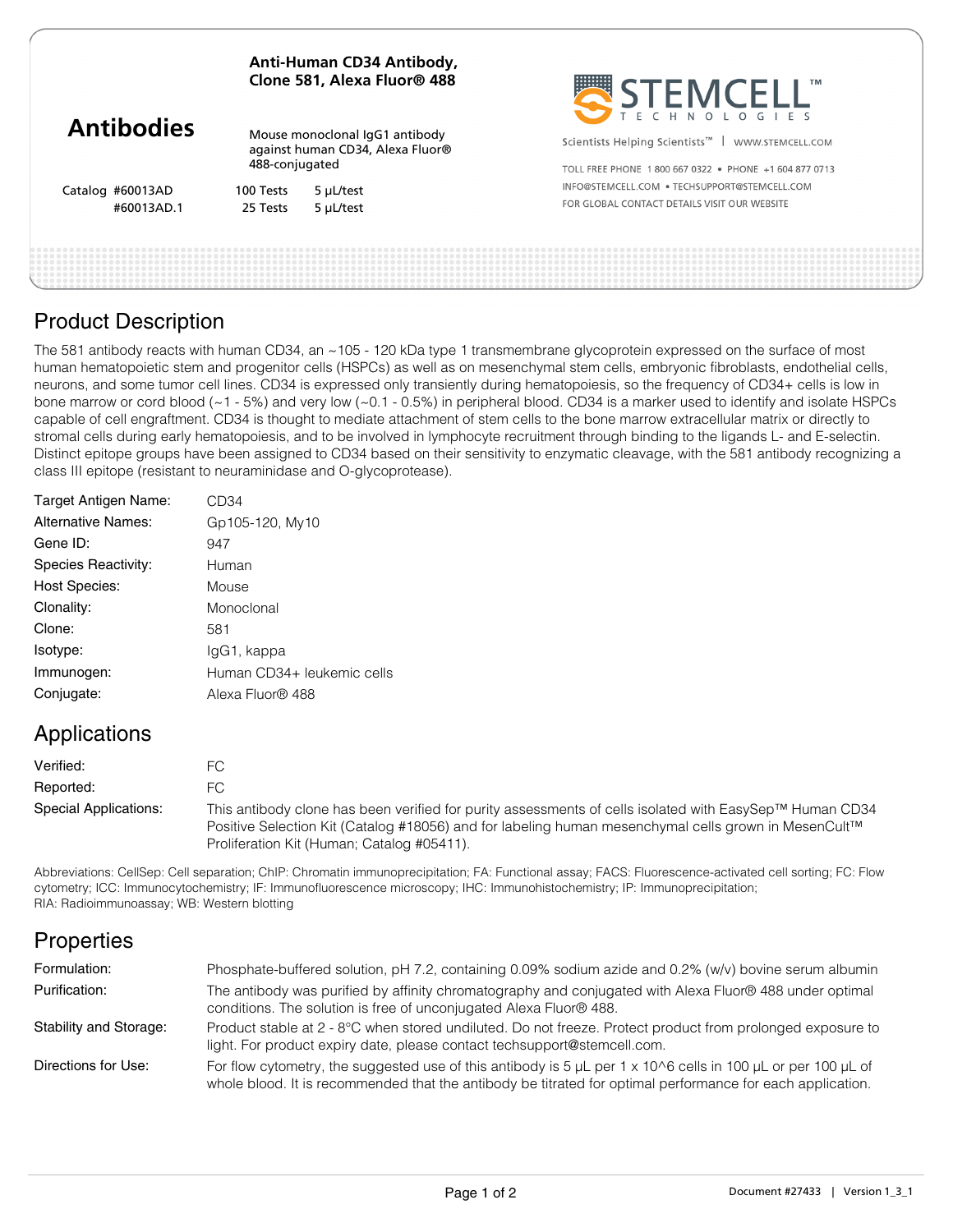**Anti-Human CD34 Antibody, Clone 581, Alexa Fluor® 488**

# Antibodies

Mouse monoclonal IgG1 antibody against human CD34, Alexa Fluor® 488-conjugated

| Catalog | | |
|---|---|---|
| #60013AD | 100 Tests | 5 µL/test |
| #60013AD.1 | 25 Tests | 5 µL/test |

STEMCELL™ TECHNOLOGIES

Scientists Helping Scientists™ | WWW.STEMCELL.COM

TOLL FREE PHONE 1 800 667 0322 • PHONE +1 604 877 0713
INFO@STEMCELL.COM • TECHSUPPORT@STEMCELL.COM
FOR GLOBAL CONTACT DETAILS VISIT OUR WEBSITE

## Product Description

The 581 antibody reacts with human CD34, an ~105 - 120 kDa type 1 transmembrane glycoprotein expressed on the surface of most human hematopoietic stem and progenitor cells (HSPCs) as well as on mesenchymal stem cells, embryonic fibroblasts, endothelial cells, neurons, and some tumor cell lines. CD34 is expressed only transiently during hematopoiesis, so the frequency of CD34+ cells is low in bone marrow or cord blood (~1 - 5%) and very low (~0.1 - 0.5%) in peripheral blood. CD34 is a marker used to identify and isolate HSPCs capable of cell engraftment. CD34 is thought to mediate attachment of stem cells to the bone marrow extracellular matrix or directly to stromal cells during early hematopoiesis, and to be involved in lymphocyte recruitment through binding to the ligands L- and E-selectin. Distinct epitope groups have been assigned to CD34 based on their sensitivity to enzymatic cleavage, with the 581 antibody recognizing a class III epitope (resistant to neuraminidase and O-glycoprotease).

| | |
|---|---|
| Target Antigen Name: | CD34 |
| Alternative Names: | Gp105-120, My10 |
| Gene ID: | 947 |
| Species Reactivity: | Human |
| Host Species: | Mouse |
| Clonality: | Monoclonal |
| Clone: | 581 |
| Isotype: | IgG1, kappa |
| Immunogen: | Human CD34+ leukemic cells |
| Conjugate: | Alexa Fluor® 488 |

## Applications

| | |
|---|---|
| Verified: | FC |
| Reported: | FC |
| Special Applications: | This antibody clone has been verified for purity assessments of cells isolated with EasySep™ Human CD34 Positive Selection Kit (Catalog #18056) and for labeling human mesenchymal cells grown in MesenCult™ Proliferation Kit (Human; Catalog #05411). |

Abbreviations: CellSep: Cell separation; ChIP: Chromatin immunoprecipitation; FA: Functional assay; FACS: Fluorescence-activated cell sorting; FC: Flow cytometry; ICC: Immunocytochemistry; IF: Immunofluorescence microscopy; IHC: Immunohistochemistry; IP: Immunoprecipitation; RIA: Radioimmunoassay; WB: Western blotting

## Properties

| | |
|---|---|
| Formulation: | Phosphate-buffered solution, pH 7.2, containing 0.09% sodium azide and 0.2% (w/v) bovine serum albumin |
| Purification: | The antibody was purified by affinity chromatography and conjugated with Alexa Fluor® 488 under optimal conditions. The solution is free of unconjugated Alexa Fluor® 488. |
| Stability and Storage: | Product stable at 2 - 8°C when stored undiluted. Do not freeze. Protect product from prolonged exposure to light. For product expiry date, please contact techsupport@stemcell.com. |
| Directions for Use: | For flow cytometry, the suggested use of this antibody is 5 µL per 1 x 10^6 cells in 100 µL or per 100 µL of whole blood. It is recommended that the antibody be titrated for optimal performance for each application. |

Document #27433 | Version 1_3_1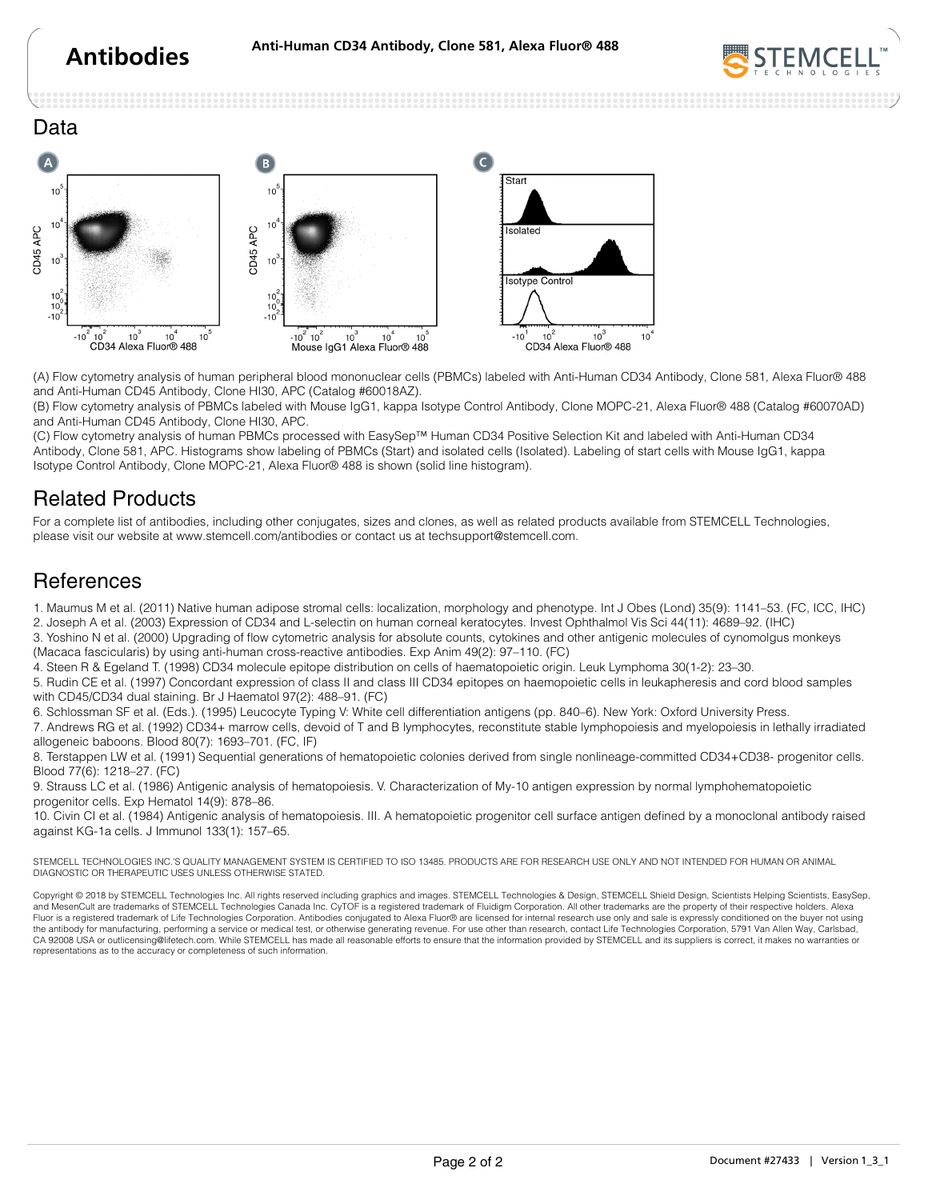## Data

A

$10^5$
$10^4$
$10^3$
$10^2$
$10^2_0$
$-10^2$

CD45 APC

$-10^2$ $10^2$ $10^3$ $10^4$ $10^5$

CD34 Alexa Fluor® 488

B

$10^5$
$10^4$
$10^3$
$10^2$
$10^2_0$
$-10^2$

CD45 APC

$-10^2$ $10^2$ $10^3$ $10^4$ $10^5$

Mouse IgG1 Alexa Fluor® 488

C

Start

Isolated

Isotype Control

$-10^1$ $10^2$ $10^3$ $10^4$

CD34 Alexa Fluor® 488

(A) Flow cytometry analysis of human peripheral blood mononuclear cells (PBMCs) labeled with Anti-Human CD34 Antibody, Clone 581, Alexa Fluor® 488 and Anti-Human CD45 Antibody, Clone HI30, APC (Catalog #60018AZ).
(B) Flow cytometry analysis of PBMCs labeled with Mouse IgG1, kappa Isotype Control Antibody, Clone MOPC-21, Alexa Fluor® 488 (Catalog #60070AD) and Anti-Human CD45 Antibody, Clone HI30, APC.
(C) Flow cytometry analysis of human PBMCs processed with EasySep™ Human CD34 Positive Selection Kit and labeled with Anti-Human CD34 Antibody, Clone 581, APC. Histograms show labeling of PBMCs (Start) and isolated cells (Isolated). Labeling of start cells with Mouse IgG1, kappa Isotype Control Antibody, Clone MOPC-21, Alexa Fluor® 488 is shown (solid line histogram).

## Related Products

For a complete list of antibodies, including other conjugates, sizes and clones, as well as related products available from STEMCELL Technologies, please visit our website at www.stemcell.com/antibodies or contact us at techsupport@stemcell.com.

## References

1. Maumus M et al. (2011) Native human adipose stromal cells: localization, morphology and phenotype. Int J Obes (Lond) 35(9): 1141–53. (FC, ICC, IHC)
2. Joseph A et al. (2003) Expression of CD34 and L-selectin on human corneal keratocytes. Invest Ophthalmol Vis Sci 44(11): 4689–92. (IHC)
3. Yoshino N et al. (2000) Upgrading of flow cytometric analysis for absolute counts, cytokines and other antigenic molecules of cynomolgus monkeys (Macaca fascicularis) by using anti-human cross-reactive antibodies. Exp Anim 49(2): 97–110. (FC)
4. Steen R & Egeland T. (1998) CD34 molecule epitope distribution on cells of haematopoietic origin. Leuk Lymphoma 30(1-2): 23–30.
5. Rudin CE et al. (1997) Concordant expression of class II and class III CD34 epitopes on haemopoietic cells in leukapheresis and cord blood samples with CD45/CD34 dual staining. Br J Haematol 97(2): 488–91. (FC)
6. Schlossman SF et al. (Eds.). (1995) Leucocyte Typing V: White cell differentiation antigens (pp. 840–6). New York: Oxford University Press.
7. Andrews RG et al. (1992) CD34+ marrow cells, devoid of T and B lymphocytes, reconstitute stable lymphopoiesis and myelopoiesis in lethally irradiated allogeneic baboons. Blood 80(7): 1693–701. (FC, IF)
8. Terstappen LW et al. (1991) Sequential generations of hematopoietic colonies derived from single nonlineage-committed CD34+CD38- progenitor cells. Blood 77(6): 1218–27. (FC)
9. Strauss LC et al. (1986) Antigenic analysis of hematopoiesis. V. Characterization of My-10 antigen expression by normal lymphohematopoietic progenitor cells. Exp Hematol 14(9): 878–86.
10. Civin CI et al. (1984) Antigenic analysis of hematopoiesis. III. A hematopoietic progenitor cell surface antigen defined by a monoclonal antibody raised against KG-1a cells. J Immunol 133(1): 157–65.

STEMCELL TECHNOLOGIES INC.'S QUALITY MANAGEMENT SYSTEM IS CERTIFIED TO ISO 13485. PRODUCTS ARE FOR RESEARCH USE ONLY AND NOT INTENDED FOR HUMAN OR ANIMAL DIAGNOSTIC OR THERAPEUTIC USES UNLESS OTHERWISE STATED.

Copyright © 2018 by STEMCELL Technologies Inc. All rights reserved including graphics and images. STEMCELL Technologies & Design, STEMCELL Shield Design, Scientists Helping Scientists, EasySep, and MesenCult are trademarks of STEMCELL Technologies Canada Inc. CyTOF is a registered trademark of Fluidigm Corporation. All other trademarks are the property of their respective holders. Alexa Fluor is a registered trademark of Life Technologies Corporation. Antibodies conjugated to Alexa Fluor® are licensed for internal research use only and sale is expressly conditioned on the buyer not using the antibody for manufacturing, performing a service or medical test, or otherwise generating revenue. For use other than research, contact Life Technologies Corporation, 5791 Van Allen Way, Carlsbad, CA 92008 USA or outlicensing@lifetech.com. While STEMCELL has made all reasonable efforts to ensure that the information provided by STEMCELL and its suppliers is correct, it makes no warranties or representations as to the accuracy or completeness of such information.

Document #27433 | Version 1_3_1